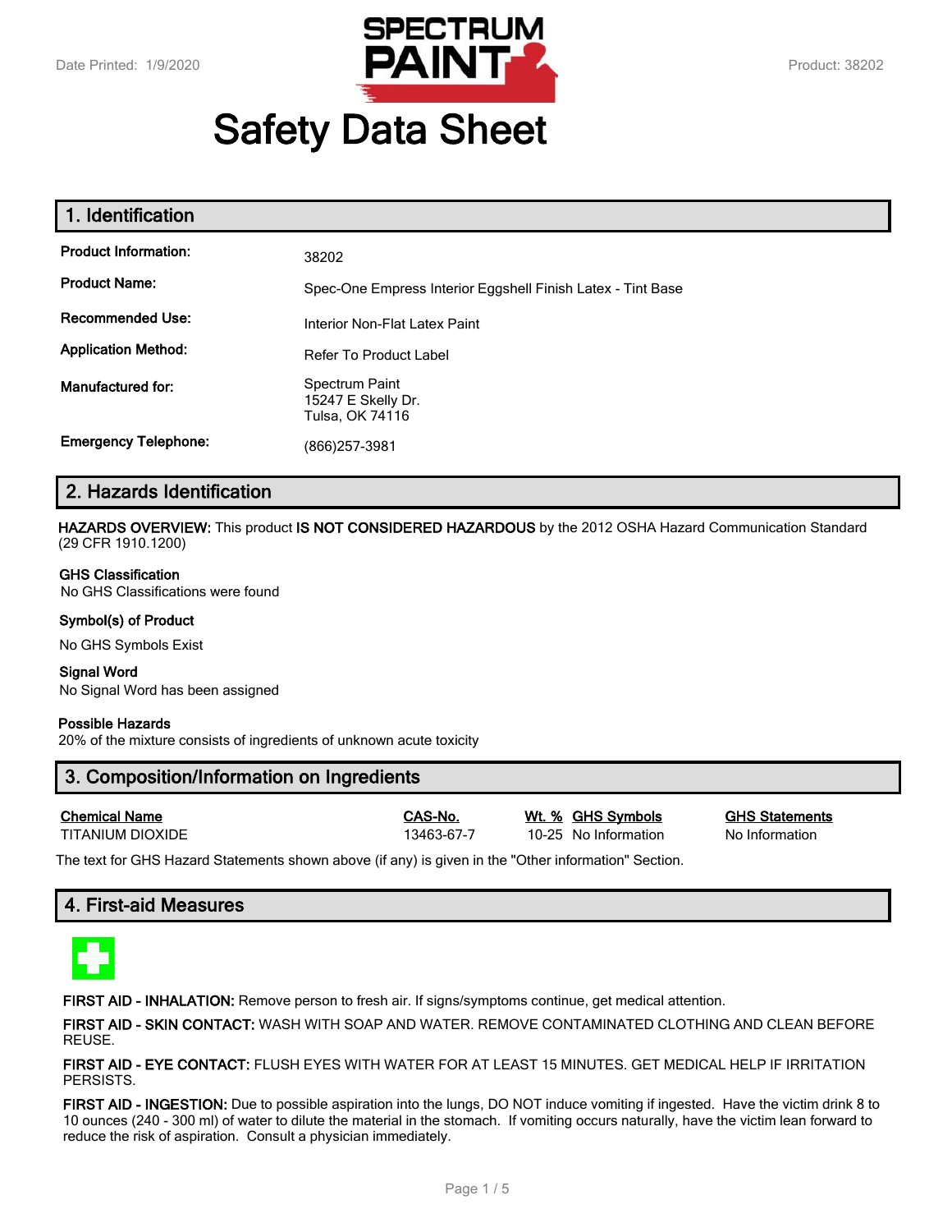Date Printed: 1/9/2020

Product: 38202

# Safety Data Sheet

## 1. Identification

| | |
|---|---|
| **Product Information:** | 38202 |
| **Product Name:** | Spec-One Empress Interior Eggshell Finish Latex - Tint Base |
| **Recommended Use:** | Interior Non-Flat Latex Paint |
| **Application Method:** | Refer To Product Label |
| **Manufactured for:** | Spectrum Paint<br>15247 E Skelly Dr.<br>Tulsa, OK 74116 |
| **Emergency Telephone:** | (866)257-3981 |

## 2. Hazards Identification

**HAZARDS OVERVIEW:** This product **IS NOT CONSIDERED HAZARDOUS** by the 2012 OSHA Hazard Communication Standard (29 CFR 1910.1200)

**GHS Classification**

No GHS Classifications were found

**Symbol(s) of Product**

No GHS Symbols Exist

**Signal Word**

No Signal Word has been assigned

**Possible Hazards**

20% of the mixture consists of ingredients of unknown acute toxicity

## 3. Composition/Information on Ingredients

| Chemical Name | CAS-No. | Wt. % | GHS Symbols | GHS Statements |
|---|---|---|---|---|
| TITANIUM DIOXIDE | 13463-67-7 | 10-25 | No Information | No Information |

The text for GHS Hazard Statements shown above (if any) is given in the "Other information" Section.

## 4. First-aid Measures

**FIRST AID - INHALATION:** Remove person to fresh air. If signs/symptoms continue, get medical attention.

**FIRST AID - SKIN CONTACT:** WASH WITH SOAP AND WATER. REMOVE CONTAMINATED CLOTHING AND CLEAN BEFORE REUSE.

**FIRST AID - EYE CONTACT:** FLUSH EYES WITH WATER FOR AT LEAST 15 MINUTES. GET MEDICAL HELP IF IRRITATION PERSISTS.

**FIRST AID - INGESTION:** Due to possible aspiration into the lungs, DO NOT induce vomiting if ingested. Have the victim drink 8 to 10 ounces (240 - 300 ml) of water to dilute the material in the stomach. If vomiting occurs naturally, have the victim lean forward to reduce the risk of aspiration. Consult a physician immediately.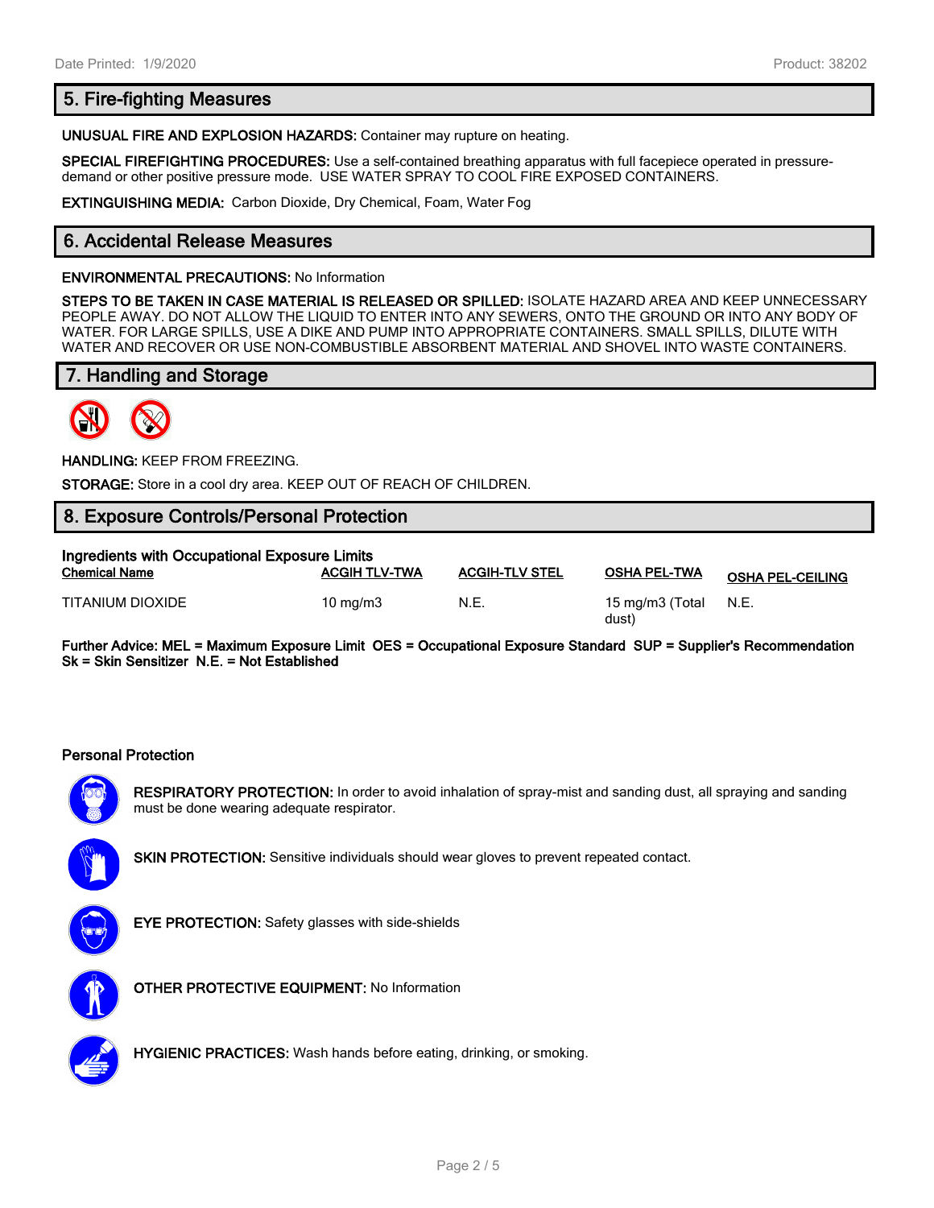## 5. Fire-fighting Measures

**UNUSUAL FIRE AND EXPLOSION HAZARDS:** Container may rupture on heating.

**SPECIAL FIREFIGHTING PROCEDURES:** Use a self-contained breathing apparatus with full facepiece operated in pressure-demand or other positive pressure mode. USE WATER SPRAY TO COOL FIRE EXPOSED CONTAINERS.

**EXTINGUISHING MEDIA:** Carbon Dioxide, Dry Chemical, Foam, Water Fog

## 6. Accidental Release Measures

**ENVIRONMENTAL PRECAUTIONS:** No Information

**STEPS TO BE TAKEN IN CASE MATERIAL IS RELEASED OR SPILLED:** ISOLATE HAZARD AREA AND KEEP UNNECESSARY PEOPLE AWAY. DO NOT ALLOW THE LIQUID TO ENTER INTO ANY SEWERS, ONTO THE GROUND OR INTO ANY BODY OF WATER. FOR LARGE SPILLS, USE A DIKE AND PUMP INTO APPROPRIATE CONTAINERS. SMALL SPILLS, DILUTE WITH WATER AND RECOVER OR USE NON-COMBUSTIBLE ABSORBENT MATERIAL AND SHOVEL INTO WASTE CONTAINERS.

## 7. Handling and Storage

**HANDLING:** KEEP FROM FREEZING.

**STORAGE:** Store in a cool dry area. KEEP OUT OF REACH OF CHILDREN.

## 8. Exposure Controls/Personal Protection

**Ingredients with Occupational Exposure Limits**

| Chemical Name | ACGIH TLV-TWA | ACGIH-TLV STEL | OSHA PEL-TWA | OSHA PEL-CEILING |
|---|---|---|---|---|
| TITANIUM DIOXIDE | 10 mg/m3 | N.E. | 15 mg/m3 (Total dust) | N.E. |

**Further Advice: MEL = Maximum Exposure Limit OES = Occupational Exposure Standard SUP = Supplier's Recommendation Sk = Skin Sensitizer N.E. = Not Established**

**Personal Protection**

**RESPIRATORY PROTECTION:** In order to avoid inhalation of spray-mist and sanding dust, all spraying and sanding must be done wearing adequate respirator.

**SKIN PROTECTION:** Sensitive individuals should wear gloves to prevent repeated contact.

**EYE PROTECTION:** Safety glasses with side-shields

**OTHER PROTECTIVE EQUIPMENT:** No Information

**HYGIENIC PRACTICES:** Wash hands before eating, drinking, or smoking.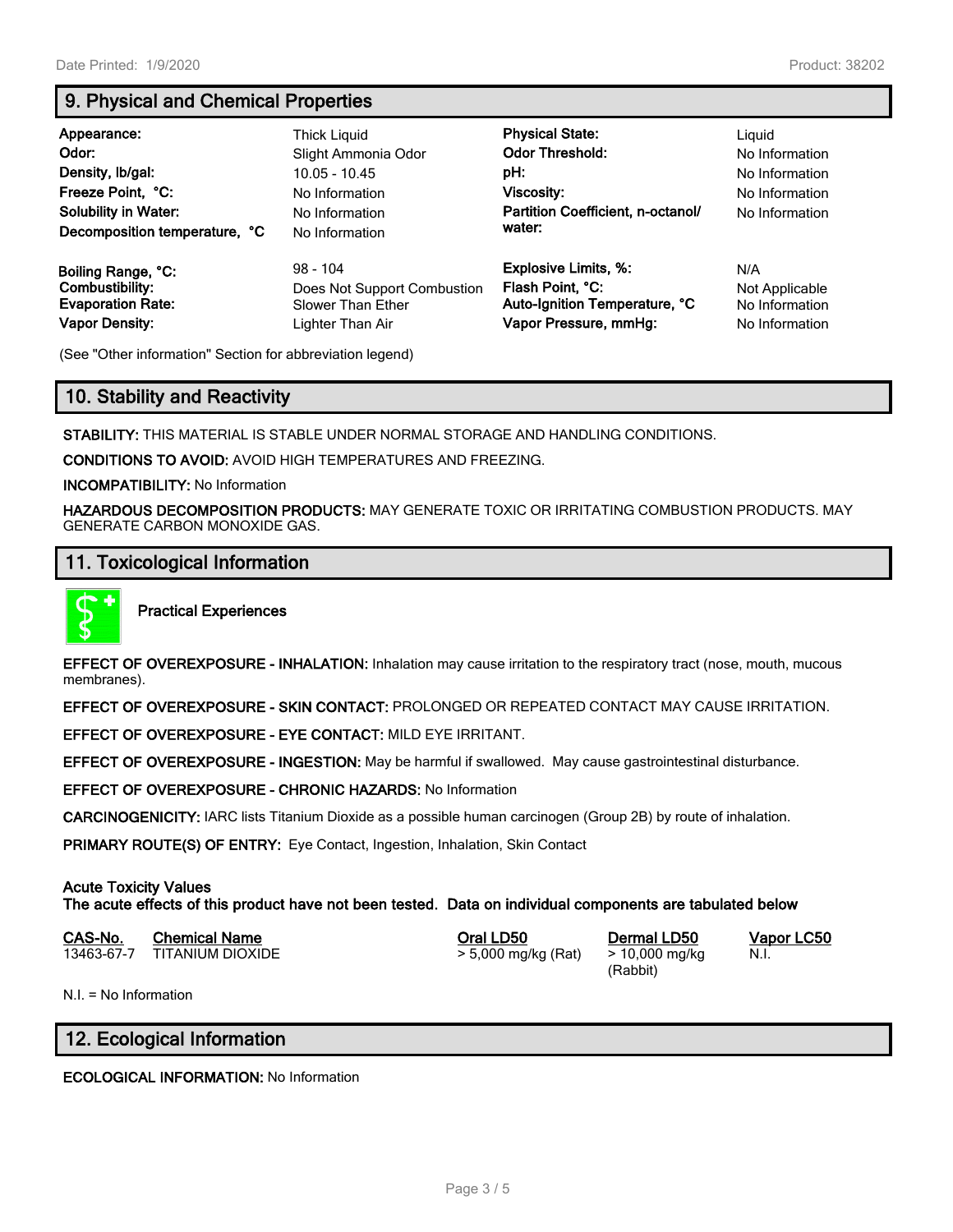## 9. Physical and Chemical Properties

| | | | |
|---|---|---|---|
| **Appearance:** | Thick Liquid | **Physical State:** | Liquid |
| **Odor:** | Slight Ammonia Odor | **Odor Threshold:** | No Information |
| **Density, lb/gal:** | 10.05 - 10.45 | **pH:** | No Information |
| **Freeze Point, °C:** | No Information | **Viscosity:** | No Information |
| **Solubility in Water:** | No Information | **Partition Coefficient, n-octanol/ water:** | No Information |
| **Decomposition temperature, °C** | No Information | | |
| **Boiling Range, °C:** | 98 - 104 | **Explosive Limits, %:** | N/A |
| **Combustibility:** | Does Not Support Combustion | **Flash Point, °C:** | Not Applicable |
| **Evaporation Rate:** | Slower Than Ether | **Auto-Ignition Temperature, °C** | No Information |
| **Vapor Density:** | Lighter Than Air | **Vapor Pressure, mmHg:** | No Information |

(See "Other information" Section for abbreviation legend)

## 10. Stability and Reactivity

**STABILITY:** THIS MATERIAL IS STABLE UNDER NORMAL STORAGE AND HANDLING CONDITIONS.

**CONDITIONS TO AVOID:** AVOID HIGH TEMPERATURES AND FREEZING.

**INCOMPATIBILITY:** No Information

**HAZARDOUS DECOMPOSITION PRODUCTS:** MAY GENERATE TOXIC OR IRRITATING COMBUSTION PRODUCTS. MAY GENERATE CARBON MONOXIDE GAS.

## 11. Toxicological Information

**Practical Experiences**

**EFFECT OF OVEREXPOSURE - INHALATION:** Inhalation may cause irritation to the respiratory tract (nose, mouth, mucous membranes).

**EFFECT OF OVEREXPOSURE - SKIN CONTACT:** PROLONGED OR REPEATED CONTACT MAY CAUSE IRRITATION.

**EFFECT OF OVEREXPOSURE - EYE CONTACT:** MILD EYE IRRITANT.

**EFFECT OF OVEREXPOSURE - INGESTION:** May be harmful if swallowed. May cause gastrointestinal disturbance.

**EFFECT OF OVEREXPOSURE - CHRONIC HAZARDS:** No Information

**CARCINOGENICITY:** IARC lists Titanium Dioxide as a possible human carcinogen (Group 2B) by route of inhalation.

**PRIMARY ROUTE(S) OF ENTRY:** Eye Contact, Ingestion, Inhalation, Skin Contact

**Acute Toxicity Values**
**The acute effects of this product have not been tested. Data on individual components are tabulated below**

| CAS-No. | Chemical Name | Oral LD50 | Dermal LD50 | Vapor LC50 |
|---|---|---|---|---|
| 13463-67-7 | TITANIUM DIOXIDE | > 5,000 mg/kg (Rat) | > 10,000 mg/kg (Rabbit) | N.I. |

N.I. = No Information

## 12. Ecological Information

**ECOLOGICAL INFORMATION:** No Information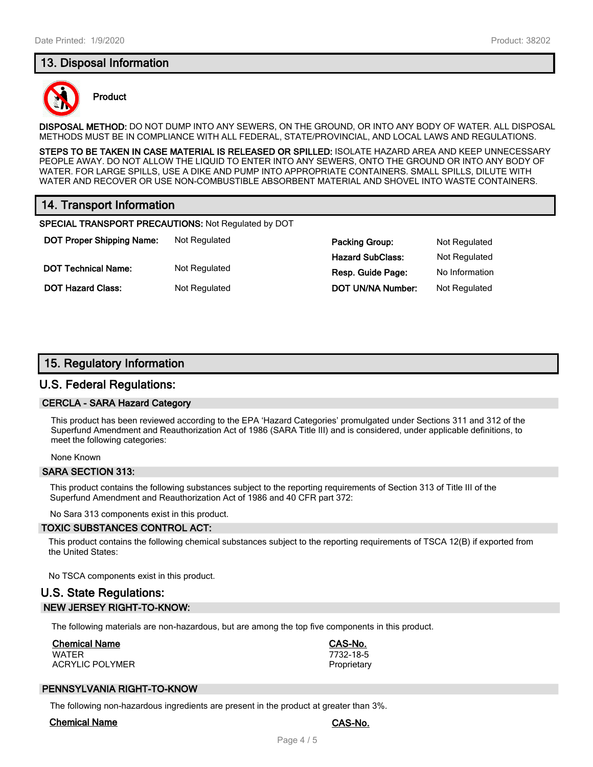## 13. Disposal Information

**Product**

**DISPOSAL METHOD:** DO NOT DUMP INTO ANY SEWERS, ON THE GROUND, OR INTO ANY BODY OF WATER. ALL DISPOSAL METHODS MUST BE IN COMPLIANCE WITH ALL FEDERAL, STATE/PROVINCIAL, AND LOCAL LAWS AND REGULATIONS.

**STEPS TO BE TAKEN IN CASE MATERIAL IS RELEASED OR SPILLED:** ISOLATE HAZARD AREA AND KEEP UNNECESSARY PEOPLE AWAY. DO NOT ALLOW THE LIQUID TO ENTER INTO ANY SEWERS, ONTO THE GROUND OR INTO ANY BODY OF WATER. FOR LARGE SPILLS, USE A DIKE AND PUMP INTO APPROPRIATE CONTAINERS. SMALL SPILLS, DILUTE WITH WATER AND RECOVER OR USE NON-COMBUSTIBLE ABSORBENT MATERIAL AND SHOVEL INTO WASTE CONTAINERS.

## 14. Transport Information

**SPECIAL TRANSPORT PRECAUTIONS:** Not Regulated by DOT

| | | | |
|---|---|---|---|
| **DOT Proper Shipping Name:** | Not Regulated | **Packing Group:** | Not Regulated |
| | | **Hazard SubClass:** | Not Regulated |
| **DOT Technical Name:** | Not Regulated | **Resp. Guide Page:** | No Information |
| **DOT Hazard Class:** | Not Regulated | **DOT UN/NA Number:** | Not Regulated |

## 15. Regulatory Information

### U.S. Federal Regulations:

#### CERCLA - SARA Hazard Category

This product has been reviewed according to the EPA 'Hazard Categories' promulgated under Sections 311 and 312 of the Superfund Amendment and Reauthorization Act of 1986 (SARA Title III) and is considered, under applicable definitions, to meet the following categories:

None Known

#### SARA SECTION 313:

This product contains the following substances subject to the reporting requirements of Section 313 of Title III of the Superfund Amendment and Reauthorization Act of 1986 and 40 CFR part 372:

No Sara 313 components exist in this product.

#### TOXIC SUBSTANCES CONTROL ACT:

This product contains the following chemical substances subject to the reporting requirements of TSCA 12(B) if exported from the United States:

No TSCA components exist in this product.

### U.S. State Regulations:

#### NEW JERSEY RIGHT-TO-KNOW:

The following materials are non-hazardous, but are among the top five components in this product.

| Chemical Name | CAS-No. |
|---|---|
| WATER | 7732-18-5 |
| ACRYLIC POLYMER | Proprietary |

#### PENNSYLVANIA RIGHT-TO-KNOW

The following non-hazardous ingredients are present in the product at greater than 3%.

| Chemical Name | CAS-No. |
|---|---|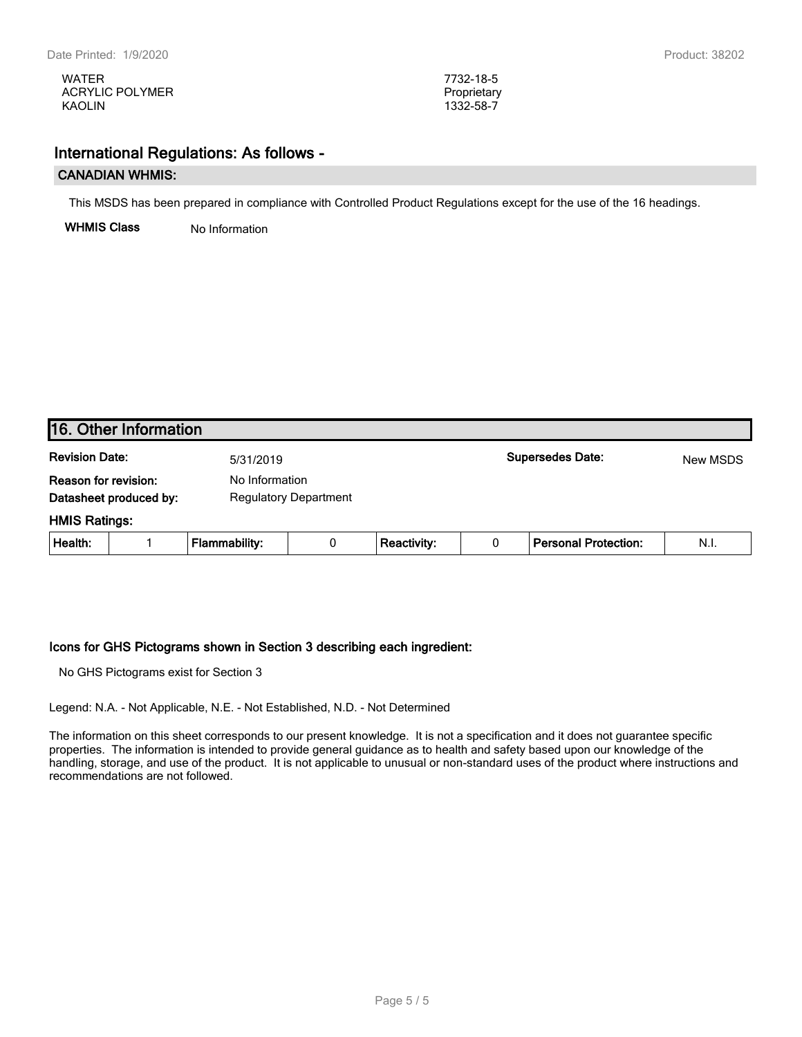| | |
|---|---|
| WATER | 7732-18-5 |
| ACRYLIC POLYMER | Proprietary |
| KAOLIN | 1332-58-7 |

## International Regulations: As follows -

### CANADIAN WHMIS:

This MSDS has been prepared in compliance with Controlled Product Regulations except for the use of the 16 headings.

**WHMIS Class** No Information

## 16. Other Information

| | | | |
|---|---|---|---|
| **Revision Date:** | 5/31/2019 | **Supersedes Date:** | New MSDS |
| **Reason for revision:** | No Information | | |
| **Datasheet produced by:** | Regulatory Department | | |

**HMIS Ratings:**

| | | | | | | | |
|---|---|---|---|---|---|---|---|
| **Health:** | 1 | **Flammability:** | 0 | **Reactivity:** | 0 | **Personal Protection:** | N.I. |

**Icons for GHS Pictograms shown in Section 3 describing each ingredient:**

No GHS Pictograms exist for Section 3

Legend: N.A. - Not Applicable, N.E. - Not Established, N.D. - Not Determined

The information on this sheet corresponds to our present knowledge. It is not a specification and it does not guarantee specific properties. The information is intended to provide general guidance as to health and safety based upon our knowledge of the handling, storage, and use of the product. It is not applicable to unusual or non-standard uses of the product where instructions and recommendations are not followed.